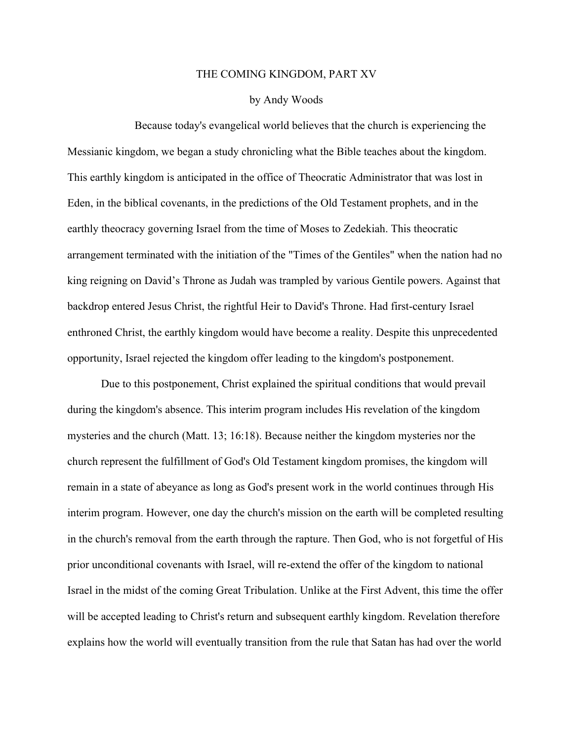# THE COMING KINGDOM, PART XV

by Andy Woods

Because today's evangelical world believes that the church is experiencing the Messianic kingdom, we began a study chronicling what the Bible teaches about the kingdom. This earthly kingdom is anticipated in the office of Theocratic Administrator that was lost in Eden, in the biblical covenants, in the predictions of the Old Testament prophets, and in the earthly theocracy governing Israel from the time of Moses to Zedekiah. This theocratic arrangement terminated with the initiation of the "Times of the Gentiles" when the nation had no king reigning on David's Throne as Judah was trampled by various Gentile powers. Against that backdrop entered Jesus Christ, the rightful Heir to David's Throne. Had first-century Israel enthroned Christ, the earthly kingdom would have become a reality. Despite this unprecedented opportunity, Israel rejected the kingdom offer leading to the kingdom's postponement.

Due to this postponement, Christ explained the spiritual conditions that would prevail during the kingdom's absence. This interim program includes His revelation of the kingdom mysteries and the church (Matt. 13; 16:18). Because neither the kingdom mysteries nor the church represent the fulfillment of God's Old Testament kingdom promises, the kingdom will remain in a state of abeyance as long as God's present work in the world continues through His interim program. However, one day the church's mission on the earth will be completed resulting in the church's removal from the earth through the rapture. Then God, who is not forgetful of His prior unconditional covenants with Israel, will re-extend the offer of the kingdom to national Israel in the midst of the coming Great Tribulation. Unlike at the First Advent, this time the offer will be accepted leading to Christ's return and subsequent earthly kingdom. Revelation therefore explains how the world will eventually transition from the rule that Satan has had over the world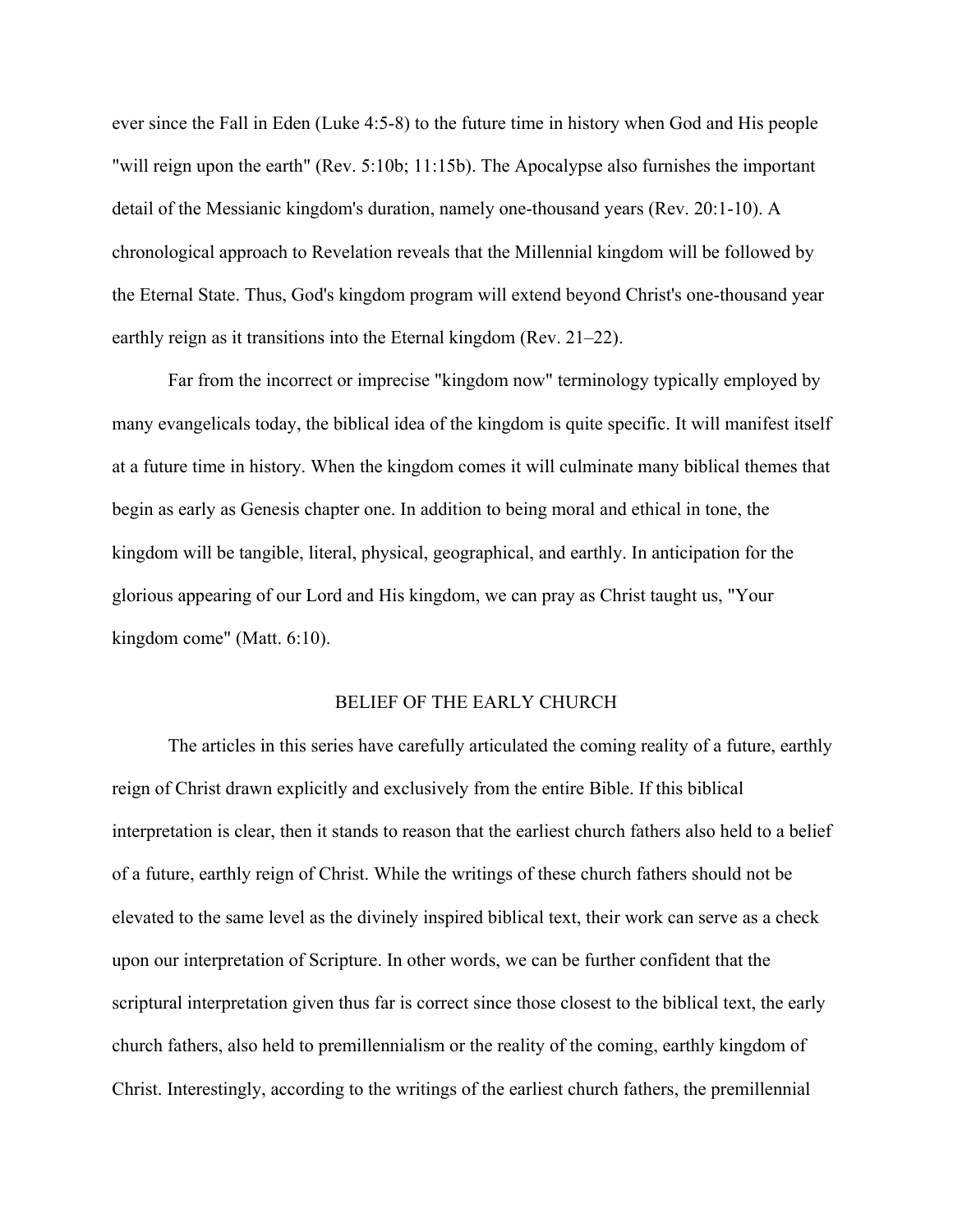ever since the Fall in Eden (Luke 4:5-8) to the future time in history when God and His people "will reign upon the earth" (Rev. 5:10b; 11:15b). The Apocalypse also furnishes the important detail of the Messianic kingdom's duration, namely one-thousand years (Rev. 20:1-10). A chronological approach to Revelation reveals that the Millennial kingdom will be followed by the Eternal State. Thus, God's kingdom program will extend beyond Christ's one-thousand year earthly reign as it transitions into the Eternal kingdom (Rev. 21–22).

Far from the incorrect or imprecise "kingdom now" terminology typically employed by many evangelicals today, the biblical idea of the kingdom is quite specific. It will manifest itself at a future time in history. When the kingdom comes it will culminate many biblical themes that begin as early as Genesis chapter one. In addition to being moral and ethical in tone, the kingdom will be tangible, literal, physical, geographical, and earthly. In anticipation for the glorious appearing of our Lord and His kingdom, we can pray as Christ taught us, "Your kingdom come" (Matt. 6:10).

## BELIEF OF THE EARLY CHURCH

The articles in this series have carefully articulated the coming reality of a future, earthly reign of Christ drawn explicitly and exclusively from the entire Bible. If this biblical interpretation is clear, then it stands to reason that the earliest church fathers also held to a belief of a future, earthly reign of Christ. While the writings of these church fathers should not be elevated to the same level as the divinely inspired biblical text, their work can serve as a check upon our interpretation of Scripture. In other words, we can be further confident that the scriptural interpretation given thus far is correct since those closest to the biblical text, the early church fathers, also held to premillennialism or the reality of the coming, earthly kingdom of Christ. Interestingly, according to the writings of the earliest church fathers, the premillennial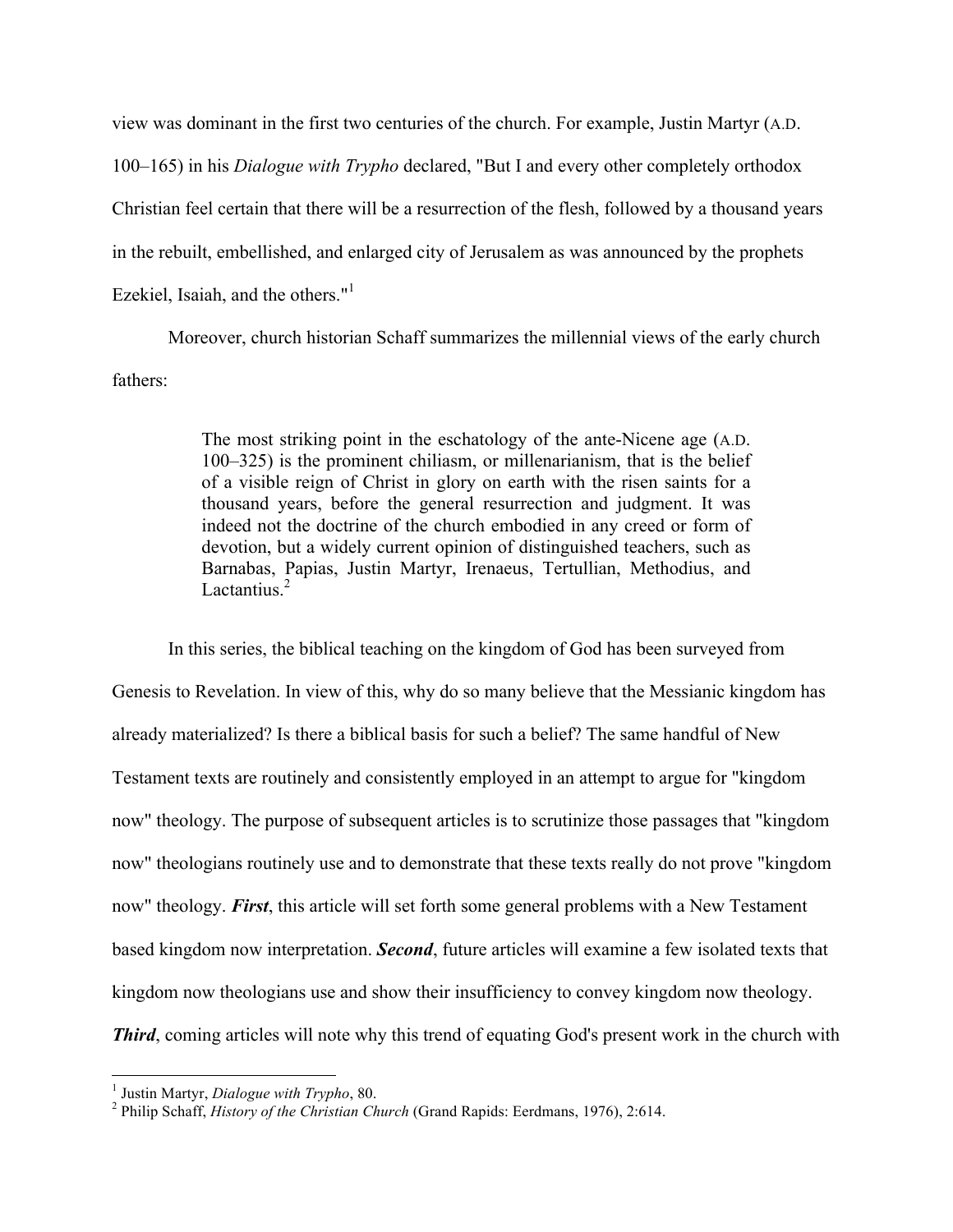view was dominant in the first two centuries of the church. For example, Justin Martyr (A.D. 100–165) in his *Dialogue with Trypho* declared, "But I and every other completely orthodox Christian feel certain that there will be a resurrection of the flesh, followed by a thousand years in the rebuilt, embellished, and enlarged city of Jerusalem as was announced by the prophets Ezekiel, Isaiah, and the others."[1]

Moreover, church historian Schaff summarizes the millennial views of the early church fathers:

> The most striking point in the eschatology of the ante-Nicene age (A.D. 100–325) is the prominent chiliasm, or millenarianism, that is the belief of a visible reign of Christ in glory on earth with the risen saints for a thousand years, before the general resurrection and judgment. It was indeed not the doctrine of the church embodied in any creed or form of devotion, but a widely current opinion of distinguished teachers, such as Barnabas, Papias, Justin Martyr, Irenaeus, Tertullian, Methodius, and Lactantius.[2]

In this series, the biblical teaching on the kingdom of God has been surveyed from Genesis to Revelation. In view of this, why do so many believe that the Messianic kingdom has already materialized? Is there a biblical basis for such a belief? The same handful of New Testament texts are routinely and consistently employed in an attempt to argue for "kingdom now" theology. The purpose of subsequent articles is to scrutinize those passages that "kingdom now" theologians routinely use and to demonstrate that these texts really do not prove "kingdom now" theology. ***First***, this article will set forth some general problems with a New Testament based kingdom now interpretation. ***Second***, future articles will examine a few isolated texts that kingdom now theologians use and show their insufficiency to convey kingdom now theology. ***Third***, coming articles will note why this trend of equating God's present work in the church with

---

[1] Justin Martyr, *Dialogue with Trypho*, 80.

[2] Philip Schaff, *History of the Christian Church* (Grand Rapids: Eerdmans, 1976), 2:614.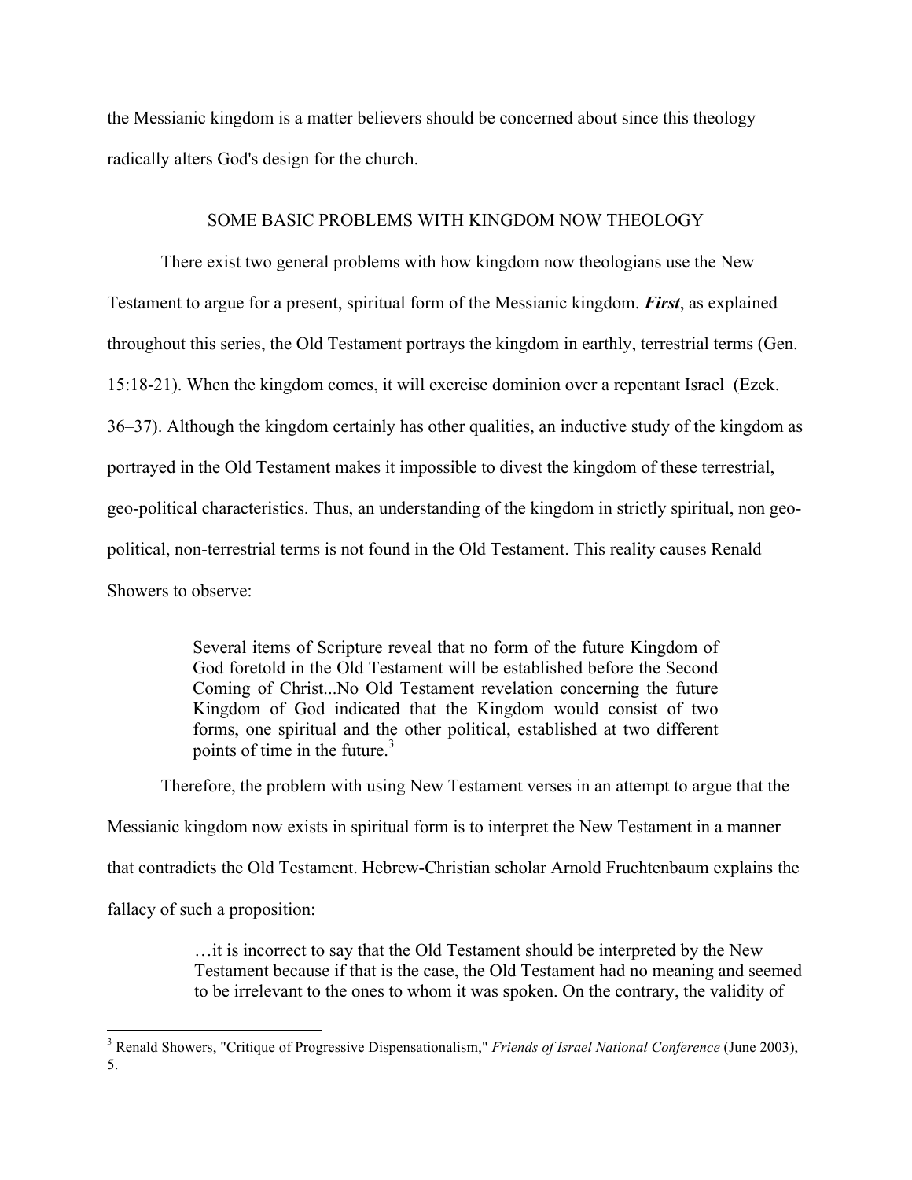the Messianic kingdom is a matter believers should be concerned about since this theology radically alters God's design for the church.

## SOME BASIC PROBLEMS WITH KINGDOM NOW THEOLOGY

There exist two general problems with how kingdom now theologians use the New Testament to argue for a present, spiritual form of the Messianic kingdom. ***First***, as explained throughout this series, the Old Testament portrays the kingdom in earthly, terrestrial terms (Gen. 15:18-21). When the kingdom comes, it will exercise dominion over a repentant Israel (Ezek. 36–37). Although the kingdom certainly has other qualities, an inductive study of the kingdom as portrayed in the Old Testament makes it impossible to divest the kingdom of these terrestrial, geo-political characteristics. Thus, an understanding of the kingdom in strictly spiritual, non geo-political, non-terrestrial terms is not found in the Old Testament. This reality causes Renald Showers to observe:

> Several items of Scripture reveal that no form of the future Kingdom of God foretold in the Old Testament will be established before the Second Coming of Christ...No Old Testament revelation concerning the future Kingdom of God indicated that the Kingdom would consist of two forms, one spiritual and the other political, established at two different points of time in the future.[3]

Therefore, the problem with using New Testament verses in an attempt to argue that the Messianic kingdom now exists in spiritual form is to interpret the New Testament in a manner that contradicts the Old Testament. Hebrew-Christian scholar Arnold Fruchtenbaum explains the fallacy of such a proposition:

> …it is incorrect to say that the Old Testament should be interpreted by the New Testament because if that is the case, the Old Testament had no meaning and seemed to be irrelevant to the ones to whom it was spoken. On the contrary, the validity of

---

[3] Renald Showers, "Critique of Progressive Dispensationalism," *Friends of Israel National Conference* (June 2003), 5.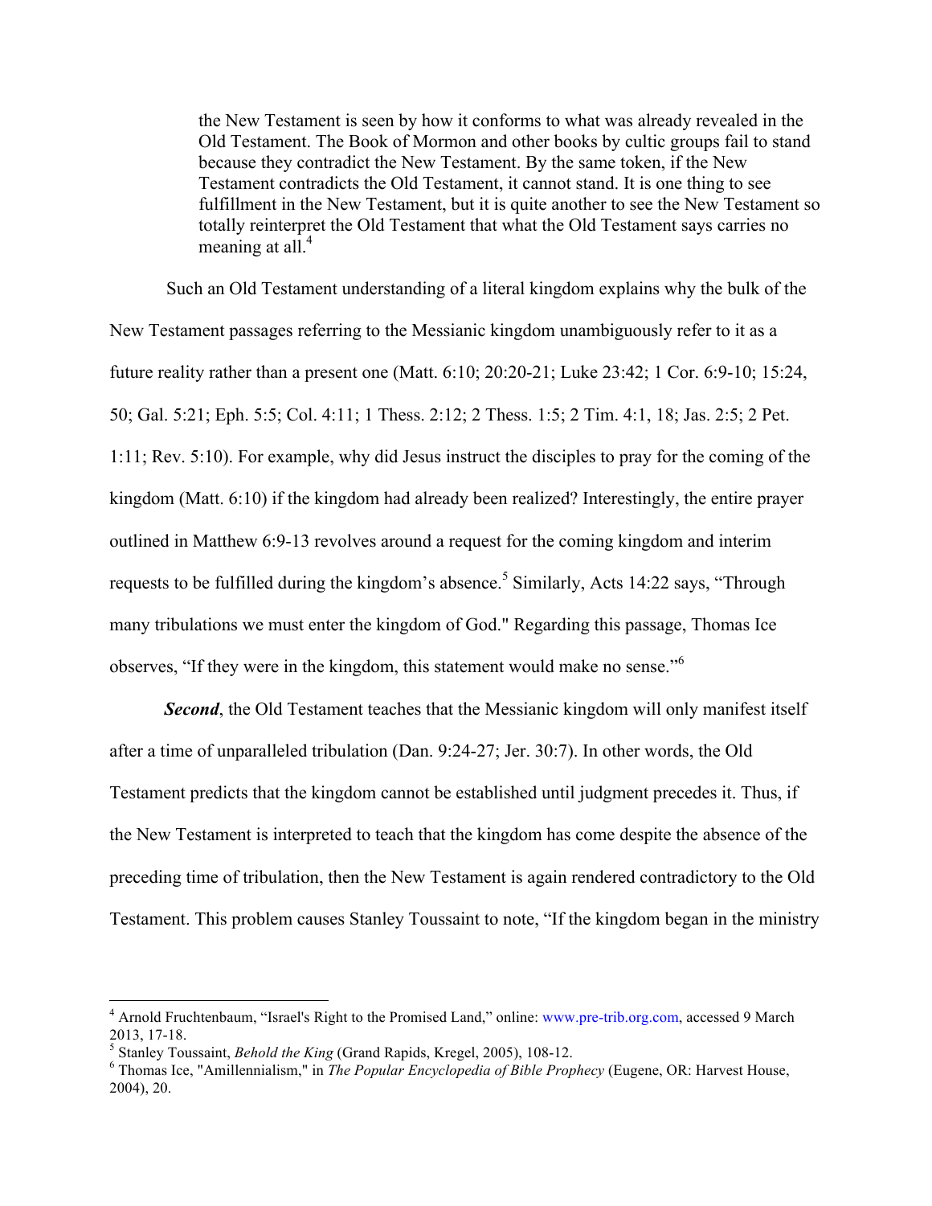> the New Testament is seen by how it conforms to what was already revealed in the Old Testament. The Book of Mormon and other books by cultic groups fail to stand because they contradict the New Testament. By the same token, if the New Testament contradicts the Old Testament, it cannot stand. It is one thing to see fulfillment in the New Testament, but it is quite another to see the New Testament so totally reinterpret the Old Testament that what the Old Testament says carries no meaning at all.[4]

Such an Old Testament understanding of a literal kingdom explains why the bulk of the New Testament passages referring to the Messianic kingdom unambiguously refer to it as a future reality rather than a present one (Matt. 6:10; 20:20-21; Luke 23:42; 1 Cor. 6:9-10; 15:24, 50; Gal. 5:21; Eph. 5:5; Col. 4:11; 1 Thess. 2:12; 2 Thess. 1:5; 2 Tim. 4:1, 18; Jas. 2:5; 2 Pet. 1:11; Rev. 5:10). For example, why did Jesus instruct the disciples to pray for the coming of the kingdom (Matt. 6:10) if the kingdom had already been realized? Interestingly, the entire prayer outlined in Matthew 6:9-13 revolves around a request for the coming kingdom and interim requests to be fulfilled during the kingdom's absence.[5] Similarly, Acts 14:22 says, "Through many tribulations we must enter the kingdom of God." Regarding this passage, Thomas Ice observes, "If they were in the kingdom, this statement would make no sense."[6]

***Second***, the Old Testament teaches that the Messianic kingdom will only manifest itself after a time of unparalleled tribulation (Dan. 9:24-27; Jer. 30:7). In other words, the Old Testament predicts that the kingdom cannot be established until judgment precedes it. Thus, if the New Testament is interpreted to teach that the kingdom has come despite the absence of the preceding time of tribulation, then the New Testament is again rendered contradictory to the Old Testament. This problem causes Stanley Toussaint to note, "If the kingdom began in the ministry

---

[4] Arnold Fruchtenbaum, "Israel's Right to the Promised Land," online: www.pre-trib.org.com, accessed 9 March 2013, 17-18.

[5] Stanley Toussaint, *Behold the King* (Grand Rapids, Kregel, 2005), 108-12.

[6] Thomas Ice, "Amillennialism," in *The Popular Encyclopedia of Bible Prophecy* (Eugene, OR: Harvest House, 2004), 20.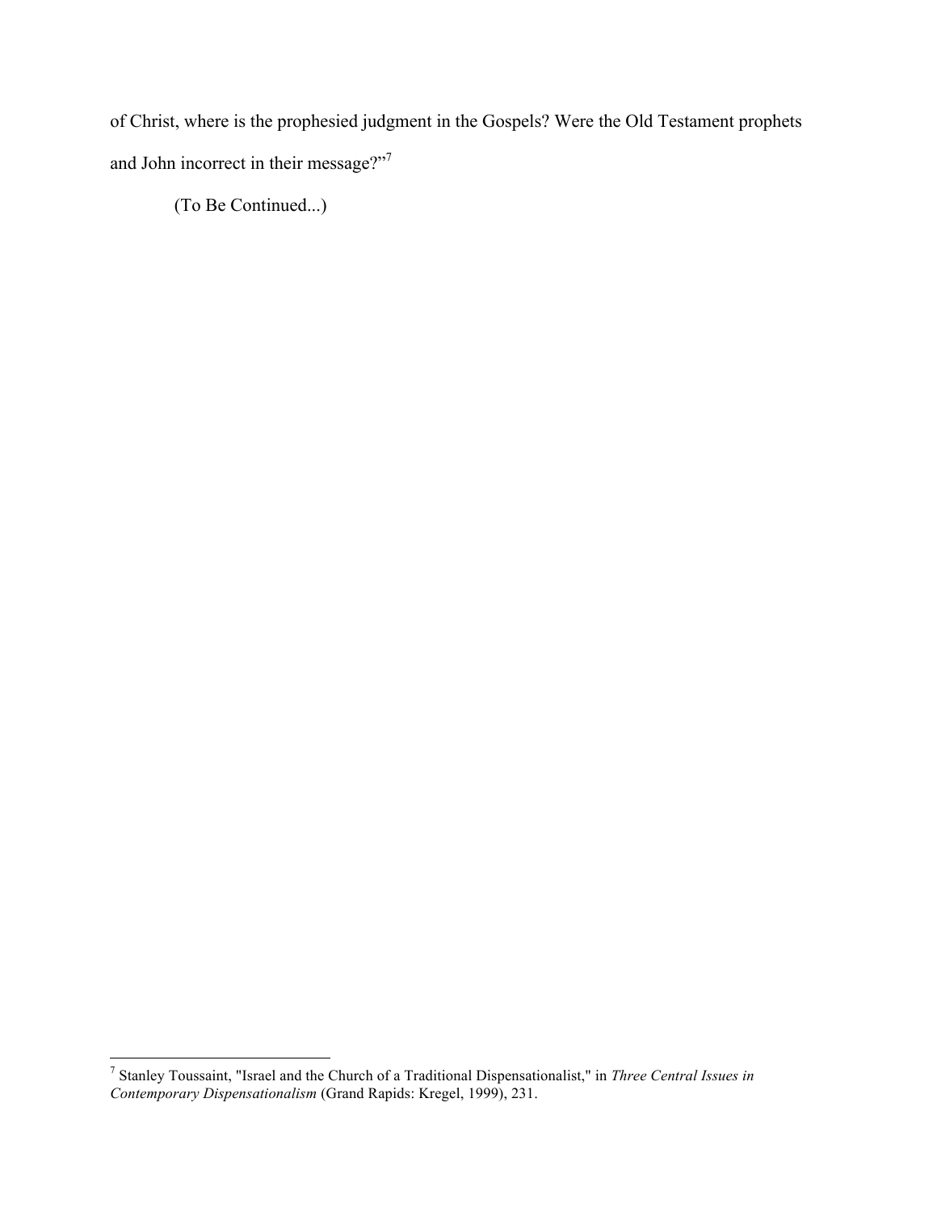of Christ, where is the prophesied judgment in the Gospels? Were the Old Testament prophets and John incorrect in their message?"[7]

(To Be Continued...)

[7] Stanley Toussaint, "Israel and the Church of a Traditional Dispensationalist," in *Three Central Issues in Contemporary Dispensationalism* (Grand Rapids: Kregel, 1999), 231.